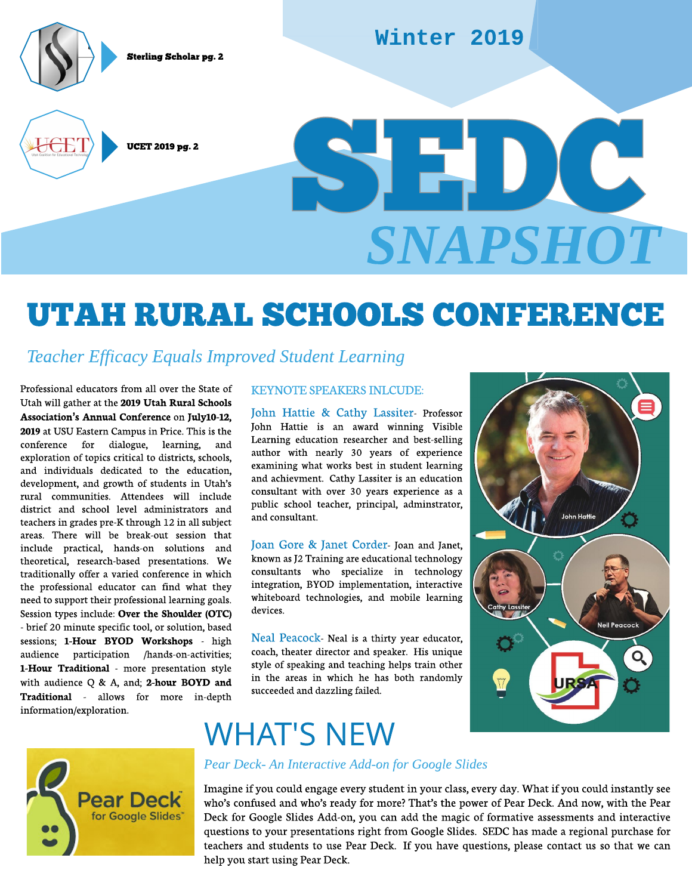Sterling Scholar pg. 2

UCET 2019 pg. 2

Winter 2019

# SEDC SNAPSHOT

# UTAH RURAL SCHOOLS CONFERENCE

*Teacher Efficacy Equals Improved Student Learning*

Professional educators from all over the State of Utah will gather at the **2019 Utah Rural Schools Association's Annual Conference** on **July10-12, 2019** at USU Eastern Campus in Price. This is the conference for dialogue, learning, and exploration of topics critical to districts, schools, and individuals dedicated to the education, development, and growth of students in Utah's rural communities. Attendees will include district and school level administrators and teachers in grades pre-K through 12 in all subject areas. There will be break-out session that include practical, hands-on solutions and theoretical, research-based presentations. We traditionally offer a varied conference in which the professional educator can find what they need to support their professional learning goals. Session types include: **Over the Shoulder (OTC)** - brief 20 minute specific tool, or solution, based sessions; **1-Hour BYOD Workshops** - high audience participation /hands-on-activities; **1-Hour Traditional** - more presentation style with audience Q & A, and; **2-hour BOYD and Traditional** - allows for more in-depth information/exploration.

KEYNOTE SPEAKERS INLCUDE:

John Hattie & Cathy Lassiter- Professor John Hattie is an award winning Visible Learning education researcher and best-selling author with nearly 30 years of experience examining what works best in student learning and achievment. Cathy Lassiter is an education consultant with over 30 years experience as a public school teacher, principal, adminstrator, and consultant.

Joan Gore & Janet Corder- Joan and Janet, known as J2 Training are educational technology consultants who specialize in technology integration, BYOD implementation, interactive whiteboard technologies, and mobile learning devices.

Neal Peacock- Neal is a thirty year educator, coach, theater director and speaker. His unique style of speaking and teaching helps train other in the areas in which he has both randomly succeeded and dazzling failed.

John Hattie

Cathy Lassiter

Neil Peacock

URSA

# WHAT'S NEW

*Pear Deck- An Interactive Add-on for Google Slides*

Pear Deck for Google Slides

Imagine if you could engage every student in your class, every day. What if you could instantly see who's confused and who's ready for more? That's the power of Pear Deck. And now, with the Pear Deck for Google Slides Add-on, you can add the magic of formative assessments and interactive questions to your presentations right from Google Slides. SEDC has made a regional purchase for teachers and students to use Pear Deck. If you have questions, please contact us so that we can help you start using Pear Deck.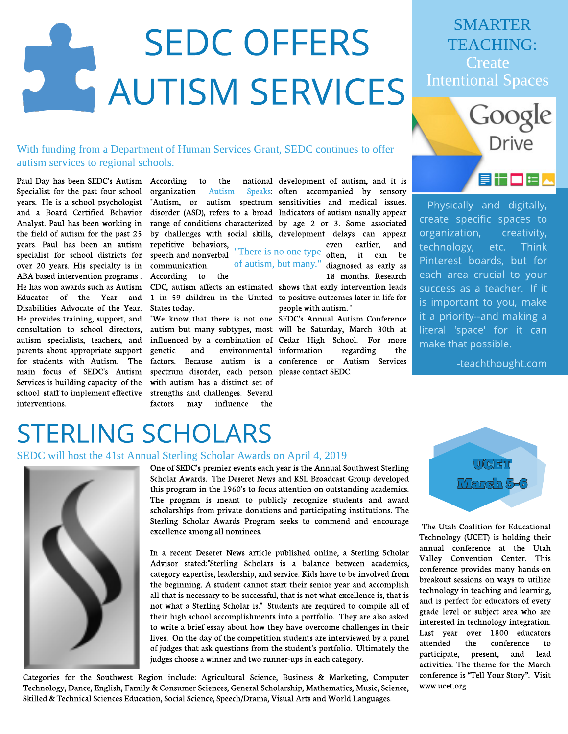# SEDC OFFERS AUTISM SERVICES

With funding from a Department of Human Services Grant, SEDC continues to offer autism services to regional schools.

Paul Day has been SEDC's Autism Specialist for the past four school years. He is a school psychologist and a Board Certified Behavior Analyst. Paul has been working in the field of autism for the past 25 years. Paul has been an autism specialist for school districts for over 20 years. His specialty is in ABA based intervention programs . He has won awards such as Autism Educator of the Year and Disabilities Advocate of the Year. He provides training, support, and consultation to school directors, autism specialists, teachers, and parents about appropriate support for students with Autism. The main focus of SEDC's Autism Services is building capacity of the school staff to implement effective interventions.

According to the national organization Autism Speaks: "Autism, or autism spectrum disorder (ASD), refers to a broad range of conditions characterized by challenges with social skills, repetitive behaviors, speech and nonverbal communication. According to the CDC, autism affects an estimated 1 in 59 children in the United States today.

"We know that there is not one autism but many subtypes, most influenced by a combination of genetic and environmental factors. Because autism is a spectrum disorder, each person with autism has a distinct set of strengths and challenges. Several factors may influence the development of autism, and it is often accompanied by sensory sensitivities and medical issues. Indicators of autism usually appear by age 2 or 3. Some associated development delays can appear even earlier, and often, it can be diagnosed as early as 18 months. Research shows that early intervention leads to positive outcomes later in life for people with autism. "

"There is no one type of autism, but many."

SEDC's Annual Autism Conference will be Saturday, March 30th at Cedar High School. For more information regarding the conference or Autism Services please contact SEDC.

## SMARTER TEACHING: Create Intentional Spaces

Google Drive

Physically and digitally, create specific spaces to organization, creativity, technology, etc. Think Pinterest boards, but for each area crucial to your success as a teacher. If it is important to you, make it a priority--and making a literal 'space' for it can make that possible.

-teachthought.com

# STERLING SCHOLARS

SEDC will host the 41st Annual Sterling Scholar Awards on April 4, 2019

One of SEDC's premier events each year is the Annual Southwest Sterling Scholar Awards. The Deseret News and KSL Broadcast Group developed this program in the 1960's to focus attention on outstanding academics. The program is meant to publicly recognize students and award scholarships from private donations and participating institutions. The Sterling Scholar Awards Program seeks to commend and encourage excellence among all nominees.

In a recent Deseret News article published online, a Sterling Scholar Advisor stated:"Sterling Scholars is a balance between academics, category expertise, leadership, and service. Kids have to be involved from the beginning. A student cannot start their senior year and accomplish all that is necessary to be successful, that is not what excellence is, that is not what a Sterling Scholar is." Students are required to compile all of their high school accomplishments into a portfolio. They are also asked to write a brief essay about how they have overcome challenges in their lives. On the day of the competition students are interviewed by a panel of judges that ask questions from the student's portfolio. Ultimately the judges choose a winner and two runner-ups in each category.

Categories for the Southwest Region include: Agricultural Science, Business & Marketing, Computer Technology, Dance, English, Family & Consumer Sciences, General Scholarship, Mathematics, Music, Science, Skilled & Technical Sciences Education, Social Science, Speech/Drama, Visual Arts and World Languages.

## UCET March 5-6

The Utah Coalition for Educational Technology (UCET) is holding their annual conference at the Utah Valley Convention Center. This conference provides many hands-on breakout sessions on ways to utilize technology in teaching and learning, and is perfect for educators of every grade level or subject area who are interested in technology integration. Last year over 1800 educators attended the conference to participate, present, and lead activities. The theme for the March conference is "Tell Your Story". Visit www.ucet.org